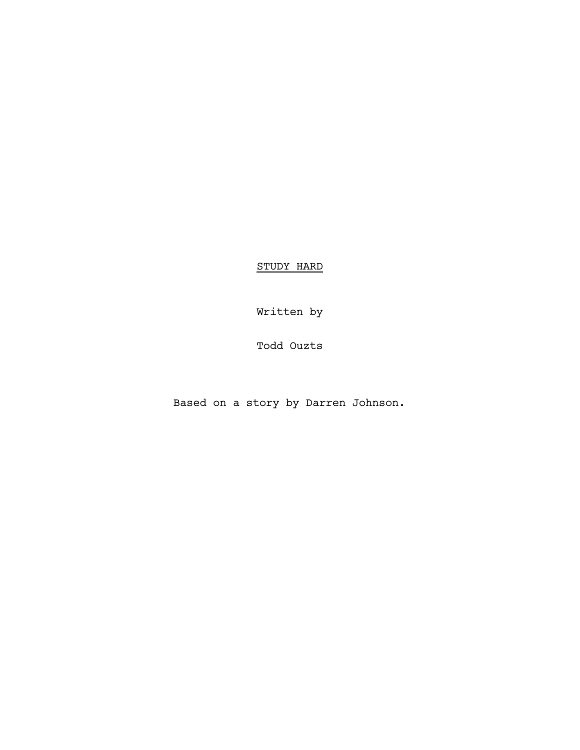# STUDY HARD

Written by

Todd Ouzts

Based on a story by Darren Johnson.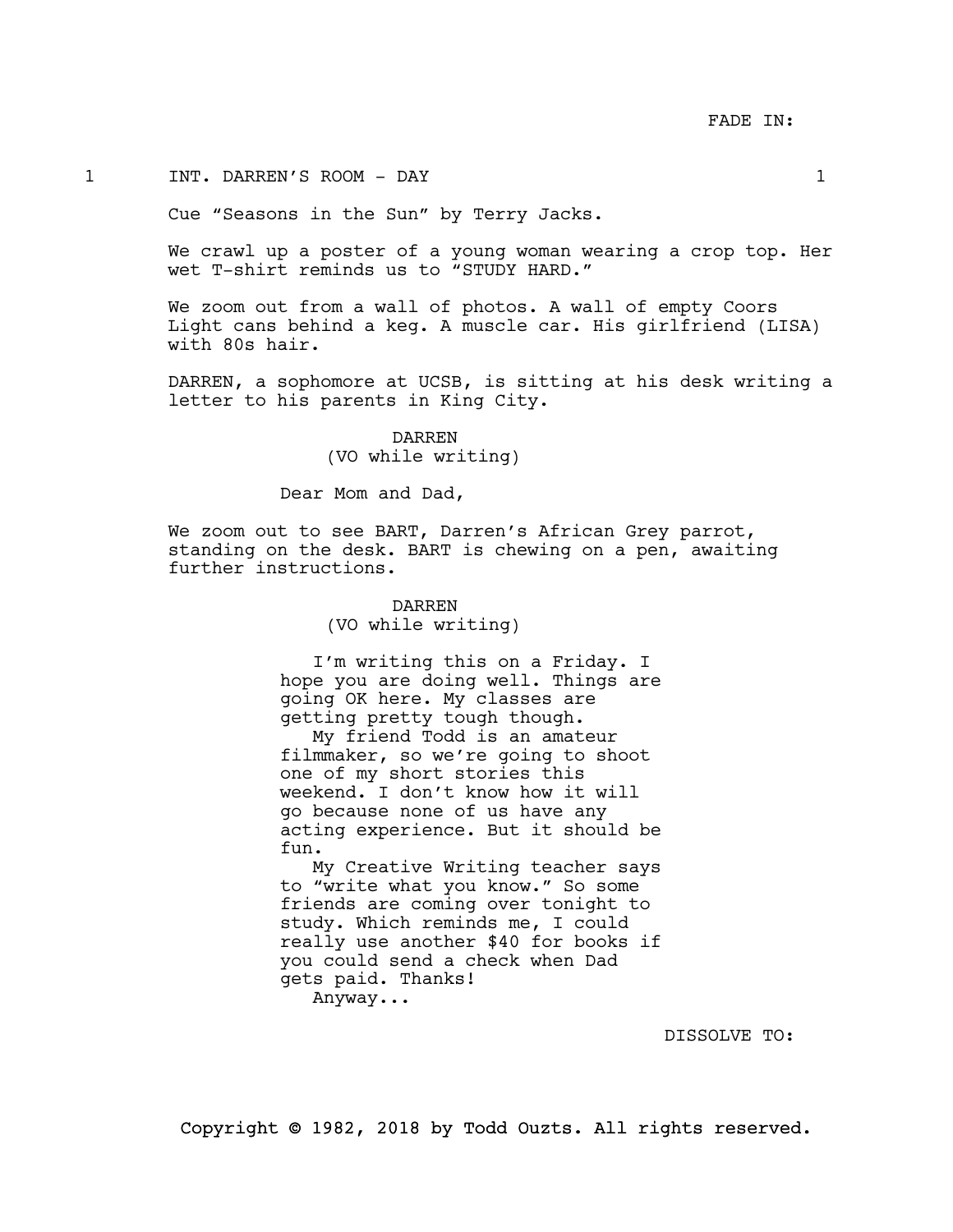FADE IN:

1 INT. DARREN'S ROOM - DAY 1

Cue "Seasons in the Sun" by Terry Jacks.

We crawl up a poster of a young woman wearing a crop top. Her wet T-shirt reminds us to "STUDY HARD."

We zoom out from a wall of photos. A wall of empty Coors Light cans behind a keg. A muscle car. His girlfriend (LISA) with 80s hair.

DARREN, a sophomore at UCSB, is sitting at his desk writing a letter to his parents in King City.

DARREN
(VO while writing)

Dear Mom and Dad,

We zoom out to see BART, Darren's African Grey parrot, standing on the desk. BART is chewing on a pen, awaiting further instructions.

DARREN
(VO while writing)

I'm writing this on a Friday. I hope you are doing well. Things are going OK here. My classes are getting pretty tough though.
My friend Todd is an amateur filmmaker, so we're going to shoot one of my short stories this weekend. I don't know how it will go because none of us have any acting experience. But it should be fun.
My Creative Writing teacher says to "write what you know." So some friends are coming over tonight to study. Which reminds me, I could really use another $40 for books if you could send a check when Dad gets paid. Thanks!
Anyway...

DISSOLVE TO:

Copyright © 1982, 2018 by Todd Ouzts. All rights reserved.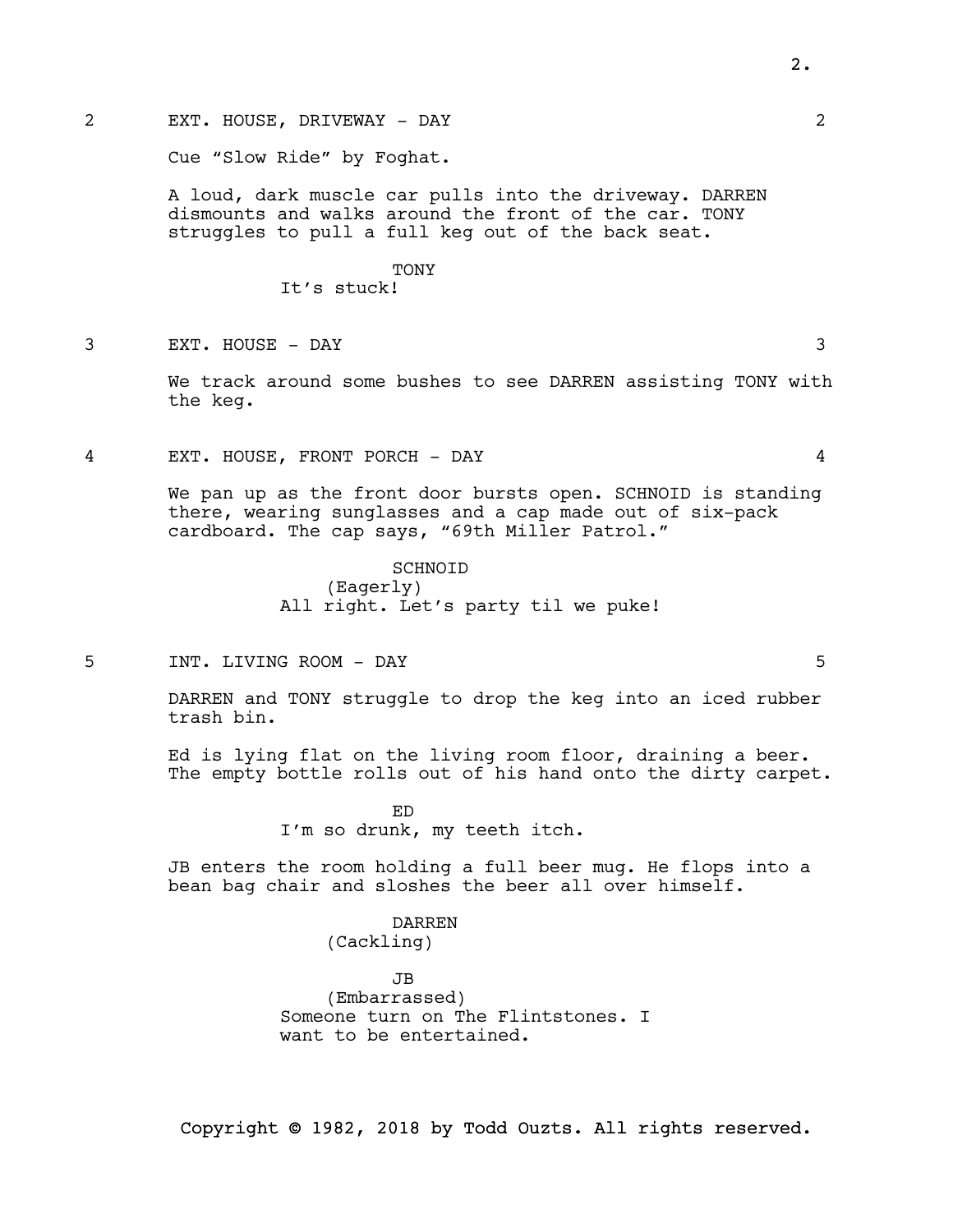2 EXT. HOUSE, DRIVEWAY - DAY 2

Cue “Slow Ride” by Foghat.

A loud, dark muscle car pulls into the driveway. DARREN dismounts and walks around the front of the car. TONY struggles to pull a full keg out of the back seat.

TONY
It’s stuck!

3 EXT. HOUSE - DAY 3

We track around some bushes to see DARREN assisting TONY with the keg.

4 EXT. HOUSE, FRONT PORCH - DAY 4

We pan up as the front door bursts open. SCHNOID is standing there, wearing sunglasses and a cap made out of six-pack cardboard. The cap says, “69th Miller Patrol.”

SCHNOID
(Eagerly)
All right. Let’s party til we puke!

5 INT. LIVING ROOM - DAY 5

DARREN and TONY struggle to drop the keg into an iced rubber trash bin.

Ed is lying flat on the living room floor, draining a beer. The empty bottle rolls out of his hand onto the dirty carpet.

ED
I’m so drunk, my teeth itch.

JB enters the room holding a full beer mug. He flops into a bean bag chair and sloshes the beer all over himself.

DARREN
(Cackling)

JB
(Embarrassed)
Someone turn on The Flintstones. I want to be entertained.

Copyright © 1982, 2018 by Todd Ouzts. All rights reserved.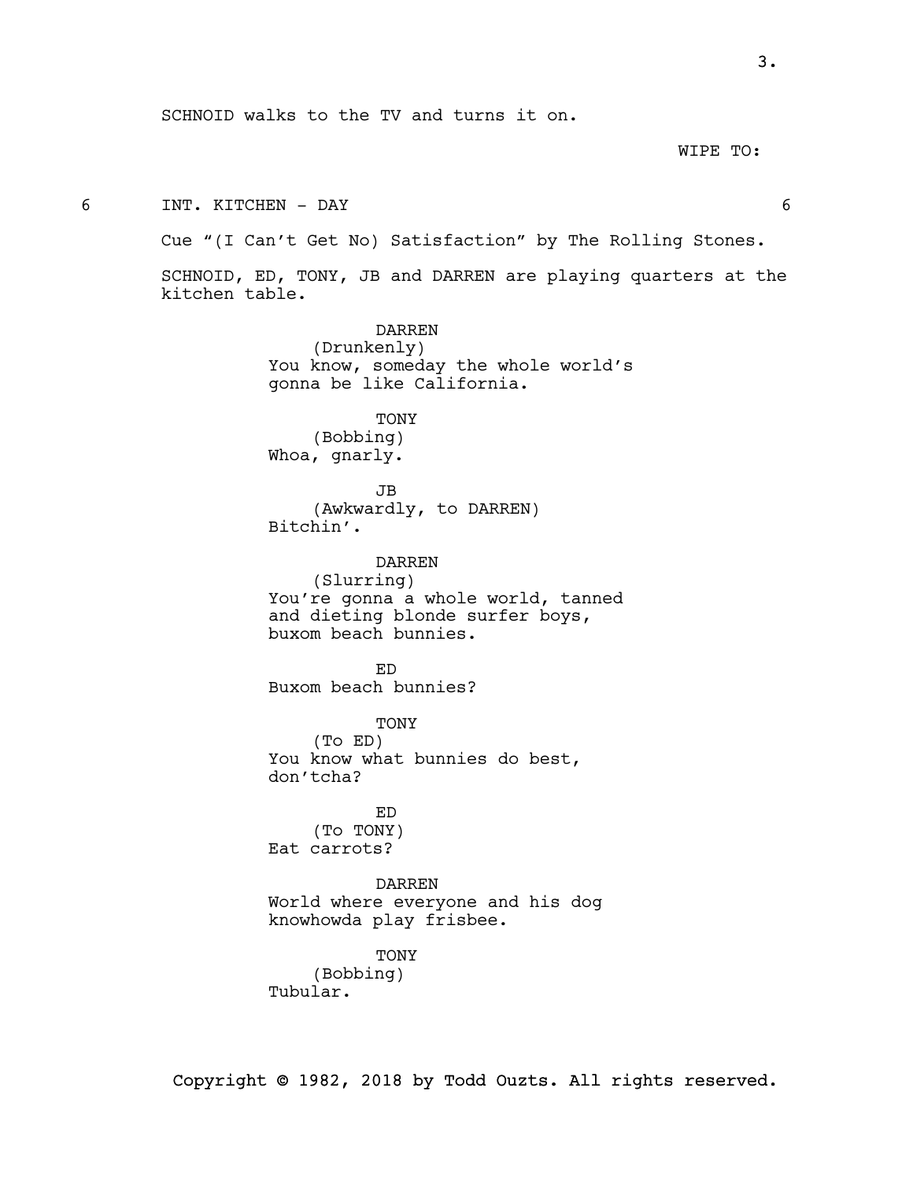SCHNOID walks to the TV and turns it on.

WIPE TO:

6 INT. KITCHEN - DAY 6

Cue "(I Can't Get No) Satisfaction" by The Rolling Stones.

SCHNOID, ED, TONY, JB and DARREN are playing quarters at the kitchen table.

DARREN
(Drunkenly)
You know, someday the whole world's gonna be like California.

TONY
(Bobbing)
Whoa, gnarly.

JB
(Awkwardly, to DARREN)
Bitchin'.

DARREN
(Slurring)
You're gonna a whole world, tanned and dieting blonde surfer boys, buxom beach bunnies.

ED
Buxom beach bunnies?

TONY
(To ED)
You know what bunnies do best, don'tcha?

ED
(To TONY)
Eat carrots?

DARREN
World where everyone and his dog knowhowda play frisbee.

TONY
(Bobbing)
Tubular.

Copyright © 1982, 2018 by Todd Ouzts. All rights reserved.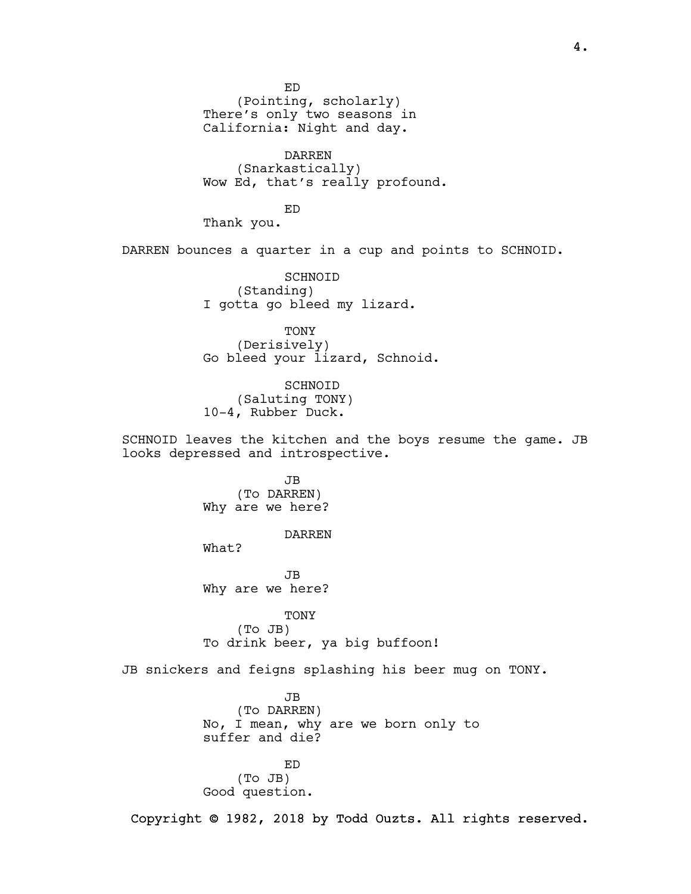ED
(Pointing, scholarly)
There's only two seasons in California: Night and day.

DARREN
(Snarkastically)
Wow Ed, that's really profound.

ED
Thank you.

DARREN bounces a quarter in a cup and points to SCHNOID.

SCHNOID
(Standing)
I gotta go bleed my lizard.

TONY
(Derisively)
Go bleed your lizard, Schnoid.

SCHNOID
(Saluting TONY)
10-4, Rubber Duck.

SCHNOID leaves the kitchen and the boys resume the game. JB looks depressed and introspective.

JB
(To DARREN)
Why are we here?

DARREN
What?

JB
Why are we here?

TONY
(To JB)
To drink beer, ya big buffoon!

JB snickers and feigns splashing his beer mug on TONY.

JB
(To DARREN)
No, I mean, why are we born only to suffer and die?

ED
(To JB)
Good question.

Copyright © 1982, 2018 by Todd Ouzts. All rights reserved.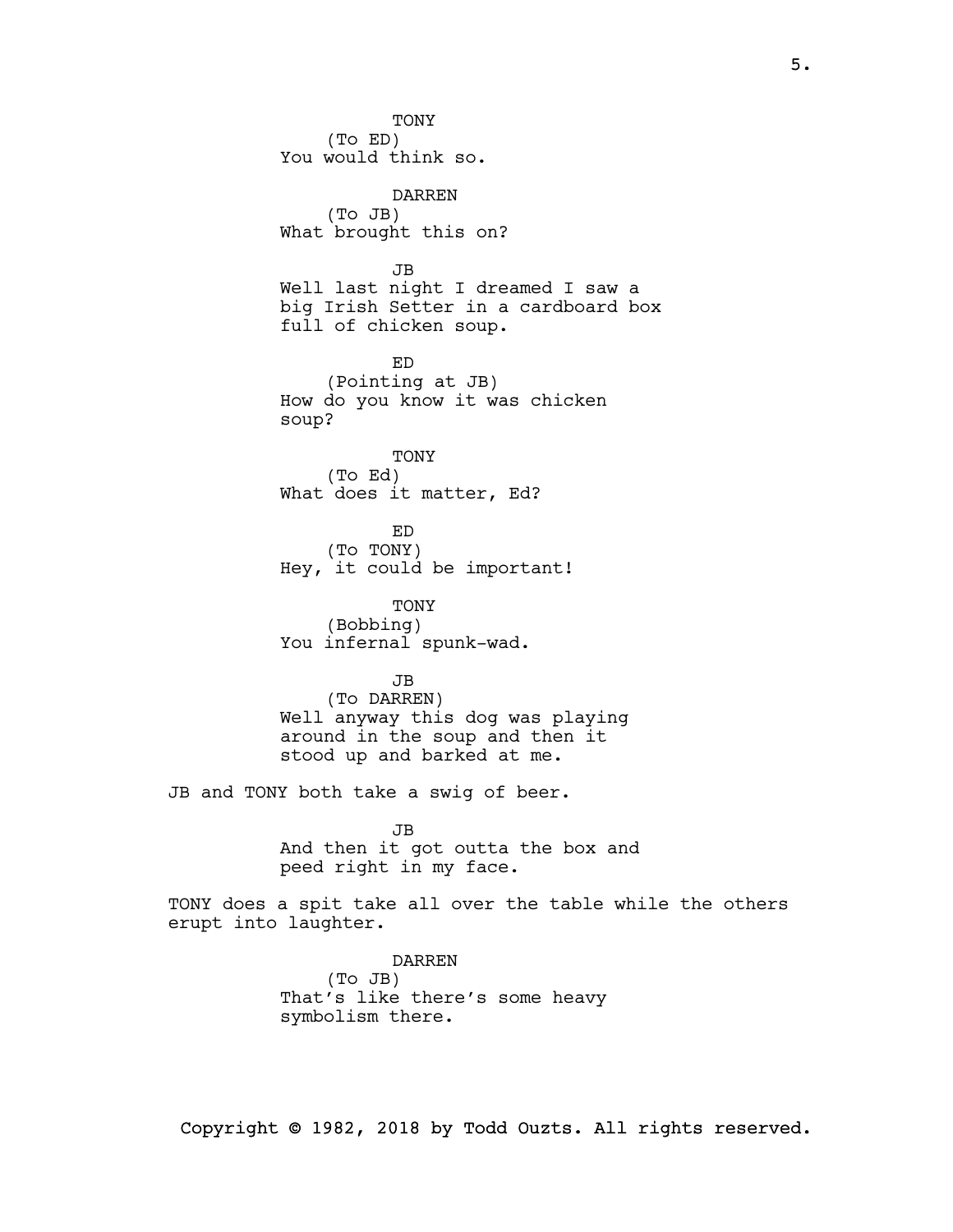TONY
(To ED)
You would think so.

DARREN
(To JB)
What brought this on?

JB
Well last night I dreamed I saw a big Irish Setter in a cardboard box full of chicken soup.

ED
(Pointing at JB)
How do you know it was chicken soup?

TONY
(To Ed)
What does it matter, Ed?

ED
(To TONY)
Hey, it could be important!

TONY
(Bobbing)
You infernal spunk-wad.

JB
(To DARREN)
Well anyway this dog was playing around in the soup and then it stood up and barked at me.

JB and TONY both take a swig of beer.

JB
And then it got outta the box and peed right in my face.

TONY does a spit take all over the table while the others erupt into laughter.

DARREN
(To JB)
That's like there's some heavy symbolism there.

Copyright © 1982, 2018 by Todd Ouzts. All rights reserved.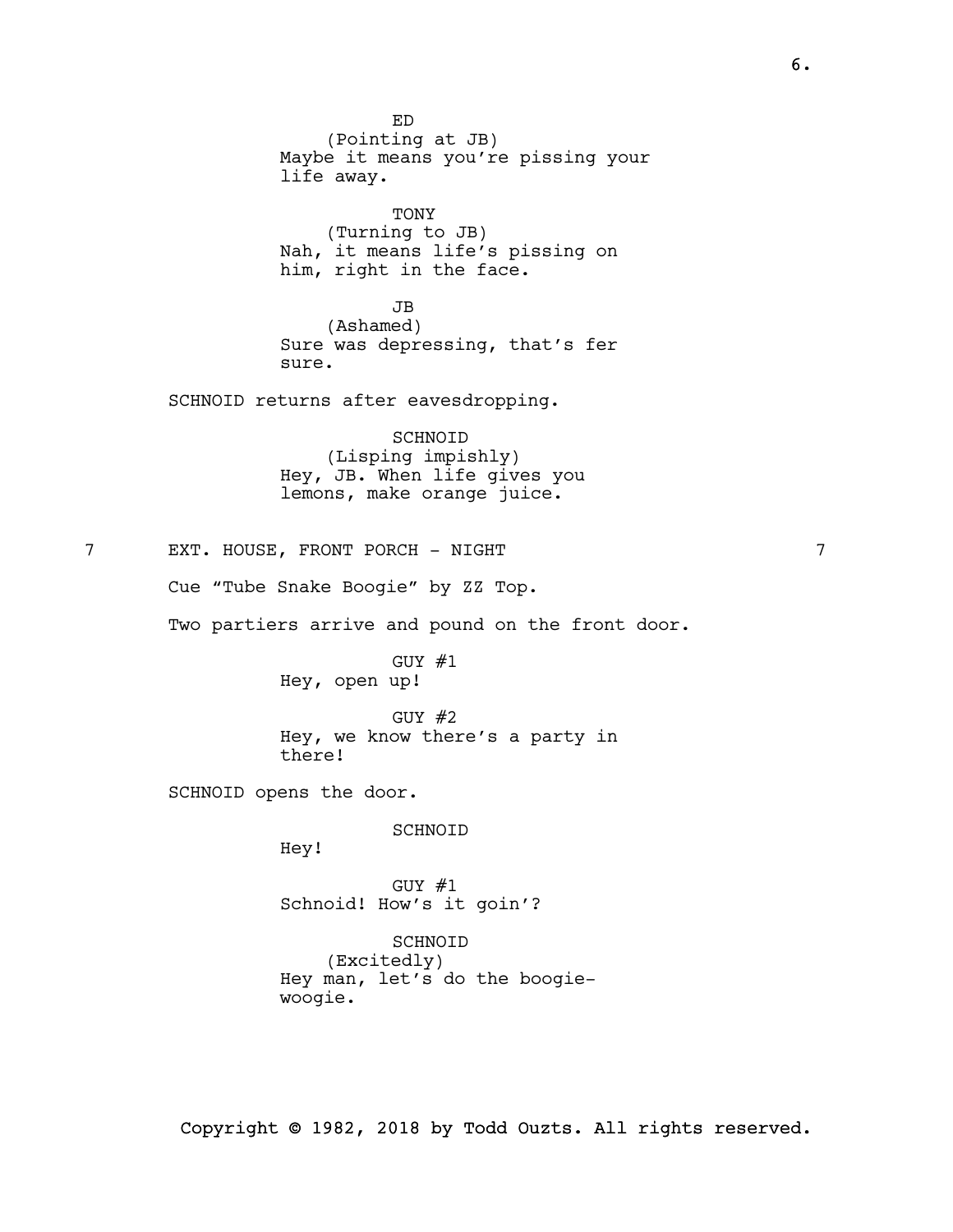ED
(Pointing at JB)
Maybe it means you're pissing your life away.

TONY
(Turning to JB)
Nah, it means life's pissing on him, right in the face.

JB
(Ashamed)
Sure was depressing, that's fer sure.

SCHNOID returns after eavesdropping.

SCHNOID
(Lisping impishly)
Hey, JB. When life gives you lemons, make orange juice.

7 EXT. HOUSE, FRONT PORCH - NIGHT 7

Cue "Tube Snake Boogie" by ZZ Top.

Two partiers arrive and pound on the front door.

GUY #1
Hey, open up!

GUY #2
Hey, we know there's a party in there!

SCHNOID opens the door.

SCHNOID
Hey!

GUY #1
Schnoid! How's it goin'?

SCHNOID
(Excitedly)
Hey man, let's do the boogie-woogie.

Copyright © 1982, 2018 by Todd Ouzts. All rights reserved.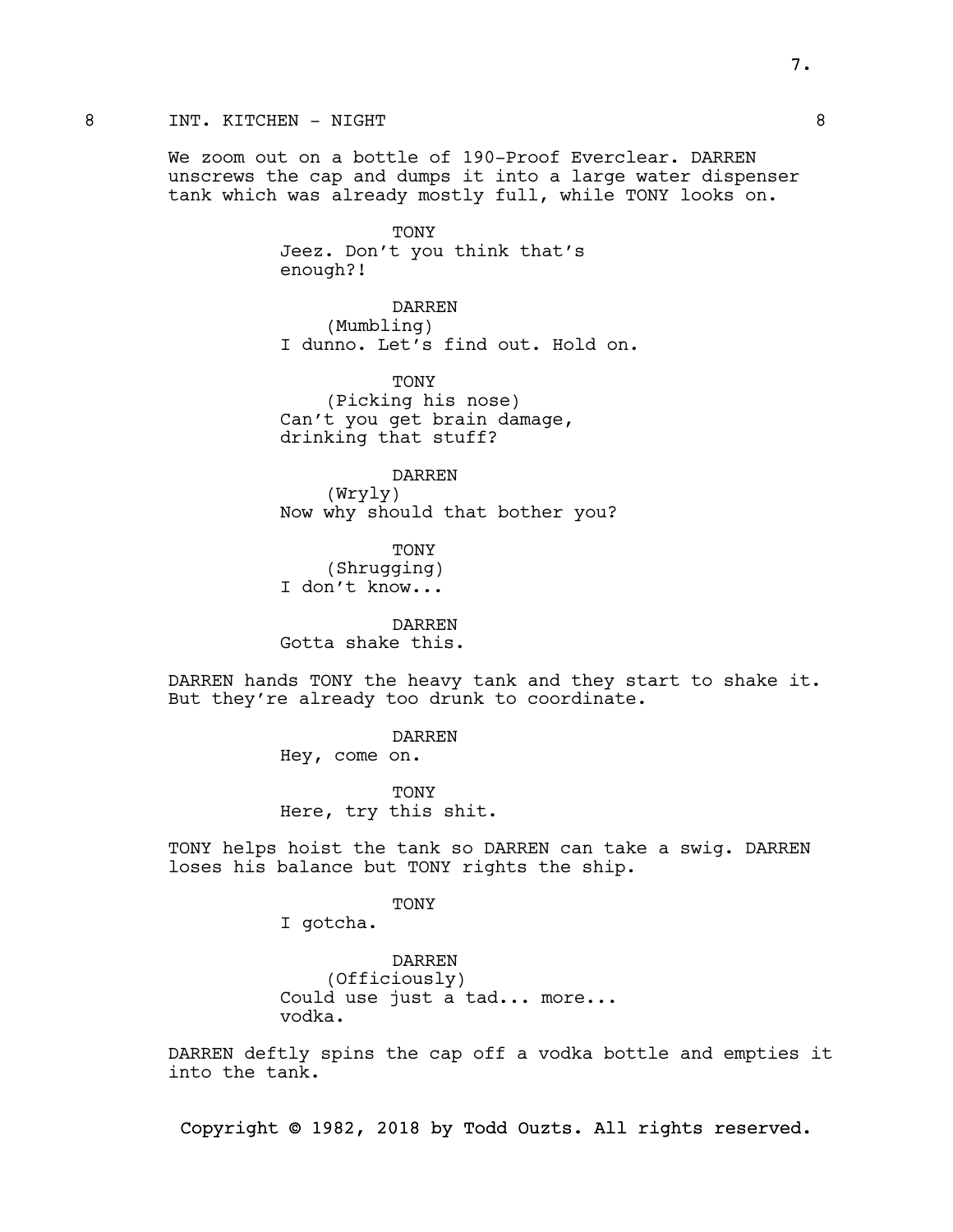8 INT. KITCHEN - NIGHT 8

We zoom out on a bottle of 190-Proof Everclear. DARREN unscrews the cap and dumps it into a large water dispenser tank which was already mostly full, while TONY looks on.

TONY
Jeez. Don't you think that's enough?!

DARREN
(Mumbling)
I dunno. Let's find out. Hold on.

TONY
(Picking his nose)
Can't you get brain damage, drinking that stuff?

DARREN
(Wryly)
Now why should that bother you?

TONY
(Shrugging)
I don't know...

DARREN
Gotta shake this.

DARREN hands TONY the heavy tank and they start to shake it. But they're already too drunk to coordinate.

DARREN
Hey, come on.

TONY
Here, try this shit.

TONY helps hoist the tank so DARREN can take a swig. DARREN loses his balance but TONY rights the ship.

TONY
I gotcha.

DARREN
(Officiously)
Could use just a tad... more... vodka.

DARREN deftly spins the cap off a vodka bottle and empties it into the tank.

Copyright © 1982, 2018 by Todd Ouzts. All rights reserved.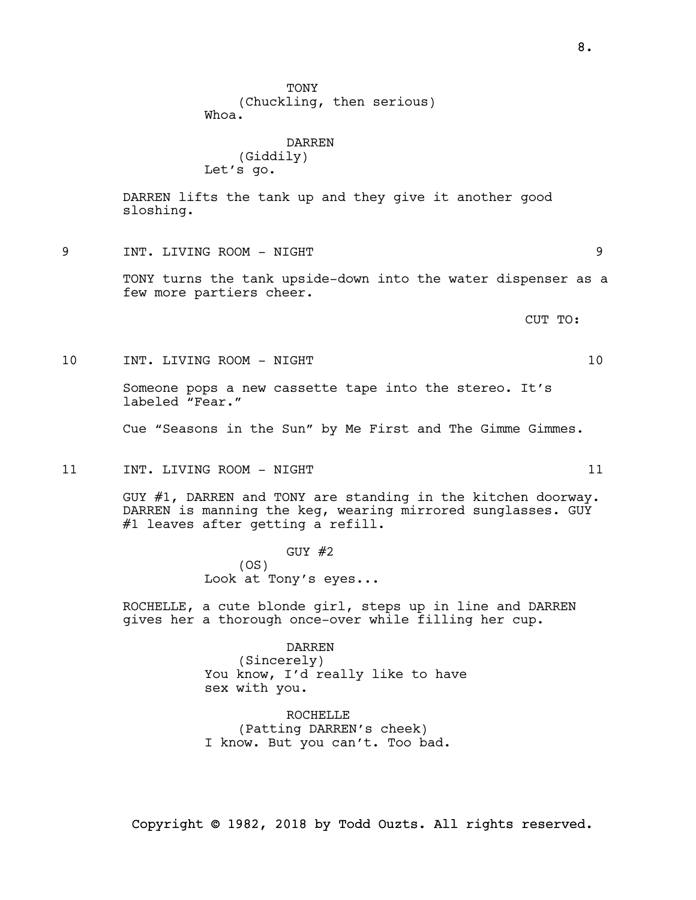TONY
(Chuckling, then serious)
Whoa.

DARREN
(Giddily)
Let's go.

DARREN lifts the tank up and they give it another good sloshing.

9 INT. LIVING ROOM - NIGHT 9

TONY turns the tank upside-down into the water dispenser as a few more partiers cheer.

CUT TO:

10 INT. LIVING ROOM - NIGHT 10

Someone pops a new cassette tape into the stereo. It's labeled "Fear."

Cue "Seasons in the Sun" by Me First and The Gimme Gimmes.

11 INT. LIVING ROOM - NIGHT 11

GUY #1, DARREN and TONY are standing in the kitchen doorway. DARREN is manning the keg, wearing mirrored sunglasses. GUY #1 leaves after getting a refill.

GUY #2
(OS)
Look at Tony's eyes...

ROCHELLE, a cute blonde girl, steps up in line and DARREN gives her a thorough once-over while filling her cup.

DARREN
(Sincerely)
You know, I'd really like to have sex with you.

ROCHELLE
(Patting DARREN's cheek)
I know. But you can't. Too bad.

Copyright © 1982, 2018 by Todd Ouzts. All rights reserved.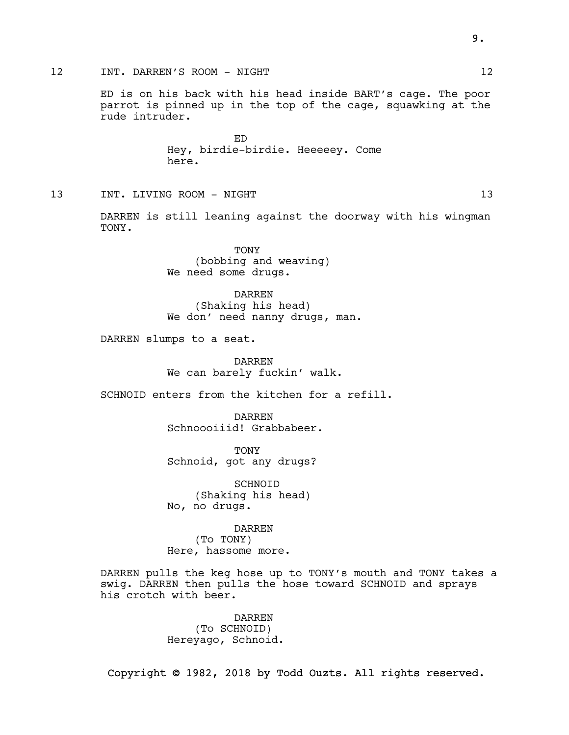12 INT. DARREN'S ROOM - NIGHT 12

ED is on his back with his head inside BART's cage. The poor parrot is pinned up in the top of the cage, squawking at the rude intruder.

ED
Hey, birdie-birdie. Heeeeey. Come here.

13 INT. LIVING ROOM - NIGHT 13

DARREN is still leaning against the doorway with his wingman TONY.

TONY
(bobbing and weaving)
We need some drugs.

DARREN
(Shaking his head)
We don' need nanny drugs, man.

DARREN slumps to a seat.

DARREN
We can barely fuckin' walk.

SCHNOID enters from the kitchen for a refill.

DARREN
Schnoooiiid! Grabbabeer.

TONY
Schnoid, got any drugs?

SCHNOID
(Shaking his head)
No, no drugs.

DARREN
(To TONY)
Here, hassome more.

DARREN pulls the keg hose up to TONY's mouth and TONY takes a swig. DARREN then pulls the hose toward SCHNOID and sprays his crotch with beer.

DARREN
(To SCHNOID)
Hereyago, Schnoid.

Copyright © 1982, 2018 by Todd Ouzts. All rights reserved.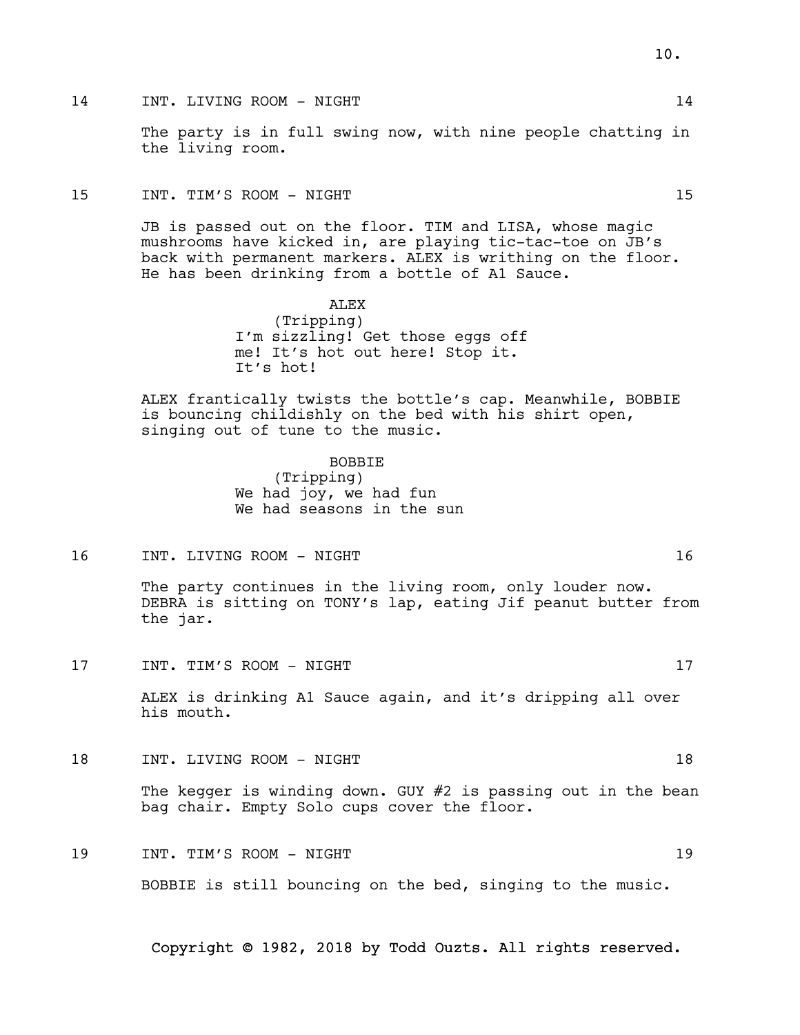14 INT. LIVING ROOM - NIGHT 14

The party is in full swing now, with nine people chatting in the living room.

15 INT. TIM'S ROOM - NIGHT 15

JB is passed out on the floor. TIM and LISA, whose magic mushrooms have kicked in, are playing tic-tac-toe on JB's back with permanent markers. ALEX is writhing on the floor. He has been drinking from a bottle of A1 Sauce.

ALEX
(Tripping)
I'm sizzling! Get those eggs off me! It's hot out here! Stop it. It's hot!

ALEX frantically twists the bottle's cap. Meanwhile, BOBBIE is bouncing childishly on the bed with his shirt open, singing out of tune to the music.

BOBBIE
(Tripping)
We had joy, we had fun
We had seasons in the sun

16 INT. LIVING ROOM - NIGHT 16

The party continues in the living room, only louder now. DEBRA is sitting on TONY's lap, eating Jif peanut butter from the jar.

17 INT. TIM'S ROOM - NIGHT 17

ALEX is drinking A1 Sauce again, and it's dripping all over his mouth.

18 INT. LIVING ROOM - NIGHT 18

The kegger is winding down. GUY #2 is passing out in the bean bag chair. Empty Solo cups cover the floor.

19 INT. TIM'S ROOM - NIGHT 19

BOBBIE is still bouncing on the bed, singing to the music.

Copyright © 1982, 2018 by Todd Ouzts. All rights reserved.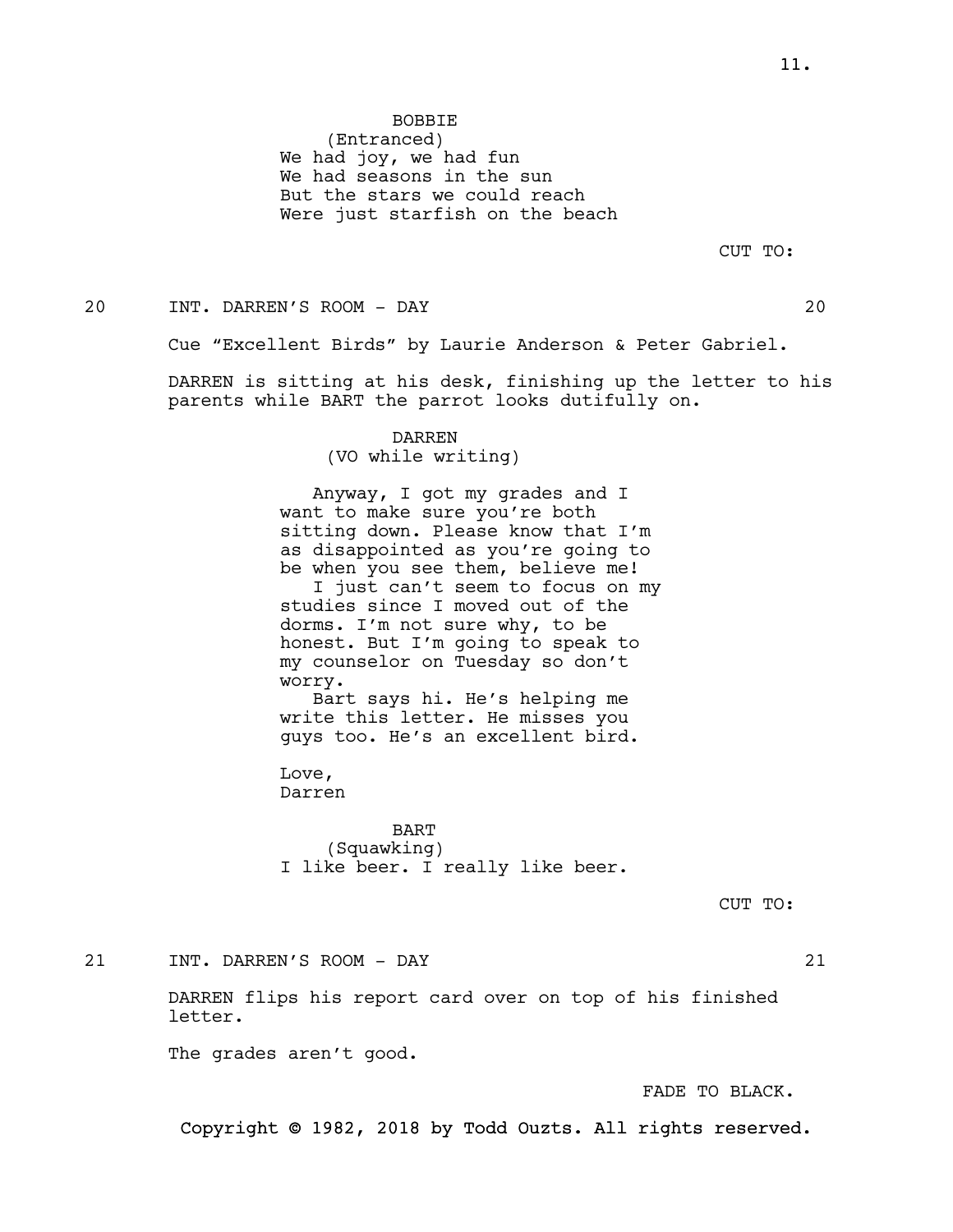BOBBIE
(Entranced)
We had joy, we had fun
We had seasons in the sun
But the stars we could reach
Were just starfish on the beach

CUT TO:

20 INT. DARREN'S ROOM - DAY 20

Cue "Excellent Birds" by Laurie Anderson & Peter Gabriel.

DARREN is sitting at his desk, finishing up the letter to his parents while BART the parrot looks dutifully on.

DARREN
(VO while writing)

Anyway, I got my grades and I want to make sure you're both sitting down. Please know that I'm as disappointed as you're going to be when you see them, believe me!
I just can't seem to focus on my studies since I moved out of the dorms. I'm not sure why, to be honest. But I'm going to speak to my counselor on Tuesday so don't worry.
Bart says hi. He's helping me write this letter. He misses you guys too. He's an excellent bird.

Love,
Darren

BART
(Squawking)
I like beer. I really like beer.

CUT TO:

21 INT. DARREN'S ROOM - DAY 21

DARREN flips his report card over on top of his finished letter.

The grades aren't good.

FADE TO BLACK.

Copyright © 1982, 2018 by Todd Ouzts. All rights reserved.